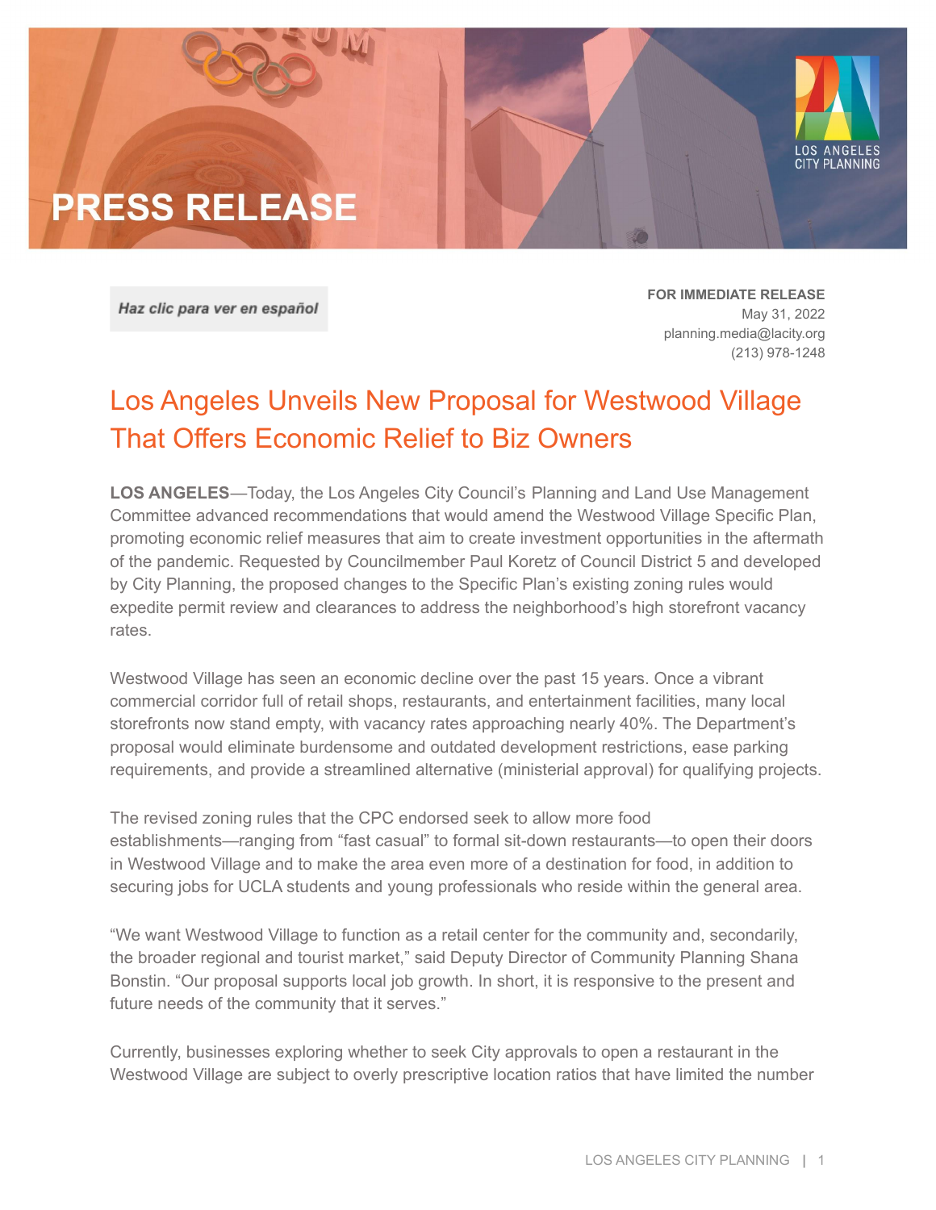# PRESS RELEASE

Haz clic para ver en español

**FOR IMMEDIATE RELEASE**
May 31, 2022
planning.media@lacity.org
(213) 978-1248

## Los Angeles Unveils New Proposal for Westwood Village That Offers Economic Relief to Biz Owners

**LOS ANGELES**—Today, the Los Angeles City Council's Planning and Land Use Management Committee advanced recommendations that would amend the Westwood Village Specific Plan, promoting economic relief measures that aim to create investment opportunities in the aftermath of the pandemic. Requested by Councilmember Paul Koretz of Council District 5 and developed by City Planning, the proposed changes to the Specific Plan's existing zoning rules would expedite permit review and clearances to address the neighborhood's high storefront vacancy rates.

Westwood Village has seen an economic decline over the past 15 years. Once a vibrant commercial corridor full of retail shops, restaurants, and entertainment facilities, many local storefronts now stand empty, with vacancy rates approaching nearly 40%. The Department's proposal would eliminate burdensome and outdated development restrictions, ease parking requirements, and provide a streamlined alternative (ministerial approval) for qualifying projects.

The revised zoning rules that the CPC endorsed seek to allow more food establishments—ranging from "fast casual" to formal sit-down restaurants—to open their doors in Westwood Village and to make the area even more of a destination for food, in addition to securing jobs for UCLA students and young professionals who reside within the general area.

"We want Westwood Village to function as a retail center for the community and, secondarily, the broader regional and tourist market," said Deputy Director of Community Planning Shana Bonstin. "Our proposal supports local job growth. In short, it is responsive to the present and future needs of the community that it serves."

Currently, businesses exploring whether to seek City approvals to open a restaurant in the Westwood Village are subject to overly prescriptive location ratios that have limited the number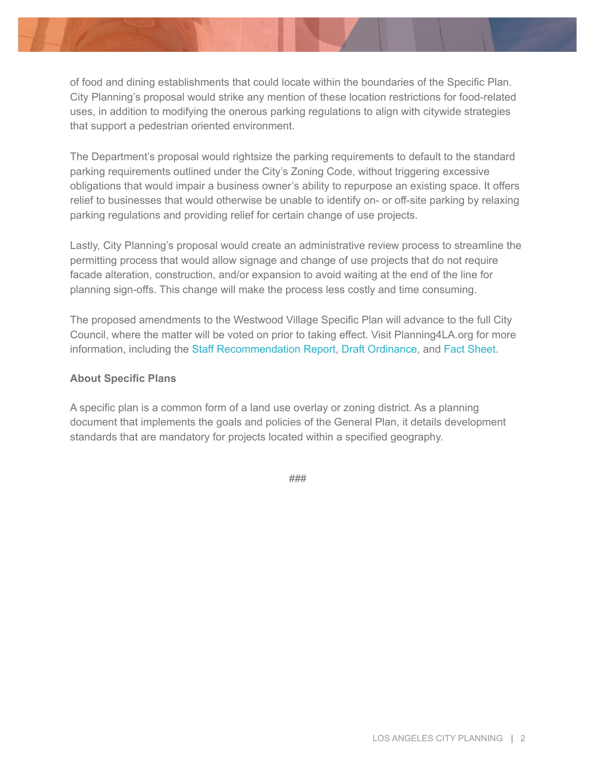of food and dining establishments that could locate within the boundaries of the Specific Plan. City Planning's proposal would strike any mention of these location restrictions for food-related uses, in addition to modifying the onerous parking regulations to align with citywide strategies that support a pedestrian oriented environment.

The Department's proposal would rightsize the parking requirements to default to the standard parking requirements outlined under the City's Zoning Code, without triggering excessive obligations that would impair a business owner's ability to repurpose an existing space. It offers relief to businesses that would otherwise be unable to identify on- or off-site parking by relaxing parking regulations and providing relief for certain change of use projects.

Lastly, City Planning's proposal would create an administrative review process to streamline the permitting process that would allow signage and change of use projects that do not require facade alteration, construction, and/or expansion to avoid waiting at the end of the line for planning sign-offs. This change will make the process less costly and time consuming.

The proposed amendments to the Westwood Village Specific Plan will advance to the full City Council, where the matter will be voted on prior to taking effect. Visit Planning4LA.org for more information, including the Staff Recommendation Report, Draft Ordinance, and Fact Sheet.

**About Specific Plans**

A specific plan is a common form of a land use overlay or zoning district. As a planning document that implements the goals and policies of the General Plan, it details development standards that are mandatory for projects located within a specified geography.

###